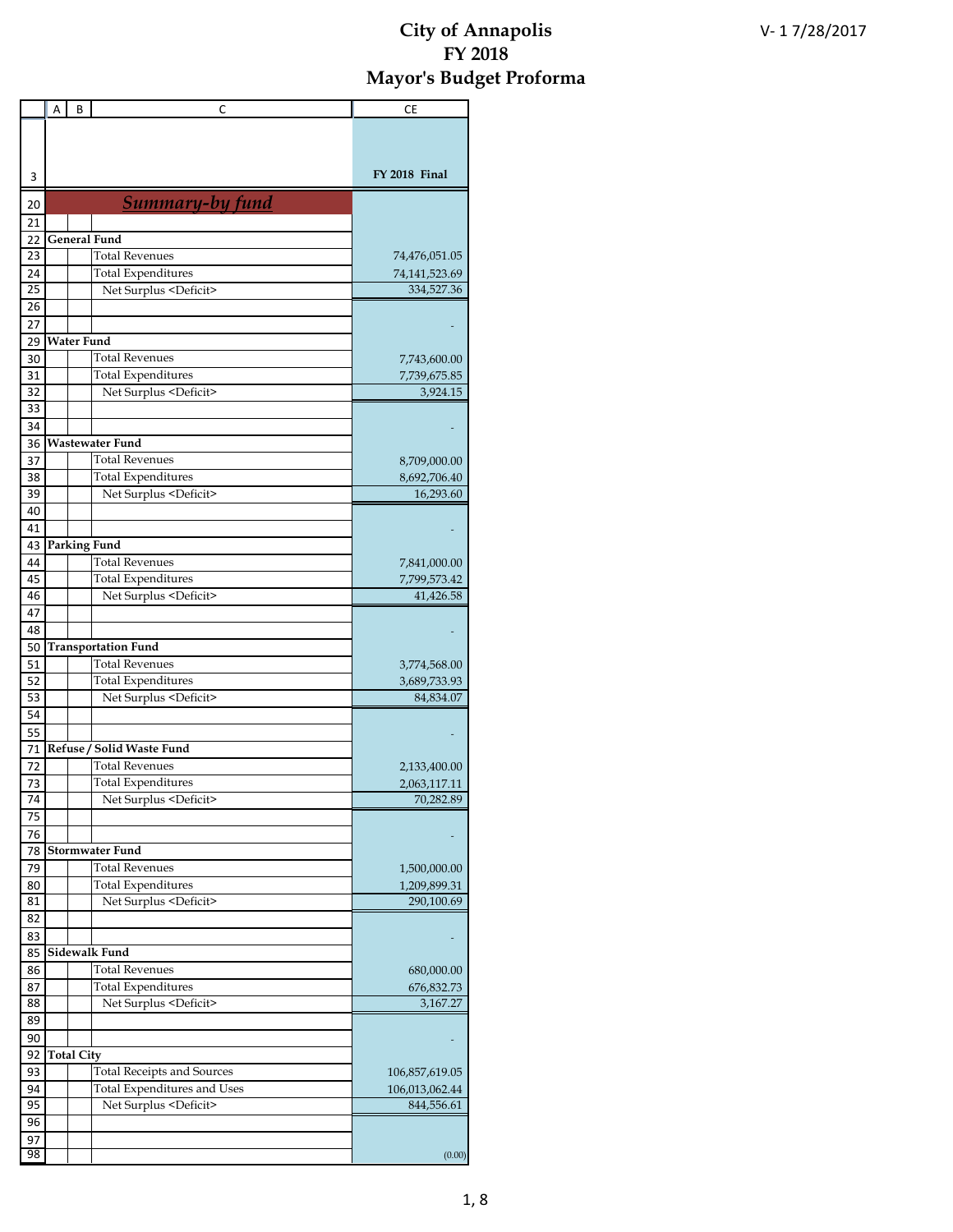# City of Annapolis
# FY 2018
# Mayor's Budget Proforma

V- 1 7/28/2017

| | A | B | C | CE |
|---|---|---|---|---|
| 3 | | | | FY 2018 Final |
| 20 | | | ***Summary-by fund*** | |
| 21 | | | | |
| 22 | **General Fund** | | | |
| 23 | | | Total Revenues | 74,476,051.05 |
| 24 | | | Total Expenditures | 74,141,523.69 |
| 25 | | | Net Surplus <Deficit> | 334,527.36 |
| 26 | | | | |
| 27 | | | | - |
| 29 | **Water Fund** | | | |
| 30 | | | Total Revenues | 7,743,600.00 |
| 31 | | | Total Expenditures | 7,739,675.85 |
| 32 | | | Net Surplus <Deficit> | 3,924.15 |
| 33 | | | | |
| 34 | | | | - |
| 36 | **Wastewater Fund** | | | |
| 37 | | | Total Revenues | 8,709,000.00 |
| 38 | | | Total Expenditures | 8,692,706.40 |
| 39 | | | Net Surplus <Deficit> | 16,293.60 |
| 40 | | | | |
| 41 | | | | - |
| 43 | **Parking Fund** | | | |
| 44 | | | Total Revenues | 7,841,000.00 |
| 45 | | | Total Expenditures | 7,799,573.42 |
| 46 | | | Net Surplus <Deficit> | 41,426.58 |
| 47 | | | | |
| 48 | | | | - |
| 50 | **Transportation Fund** | | | |
| 51 | | | Total Revenues | 3,774,568.00 |
| 52 | | | Total Expenditures | 3,689,733.93 |
| 53 | | | Net Surplus <Deficit> | 84,834.07 |
| 54 | | | | |
| 55 | | | | - |
| 71 | **Refuse / Solid Waste Fund** | | | |
| 72 | | | Total Revenues | 2,133,400.00 |
| 73 | | | Total Expenditures | 2,063,117.11 |
| 74 | | | Net Surplus <Deficit> | 70,282.89 |
| 75 | | | | |
| 76 | | | | - |
| 78 | **Stormwater Fund** | | | |
| 79 | | | Total Revenues | 1,500,000.00 |
| 80 | | | Total Expenditures | 1,209,899.31 |
| 81 | | | Net Surplus <Deficit> | 290,100.69 |
| 82 | | | | |
| 83 | | | | - |
| 85 | **Sidewalk Fund** | | | |
| 86 | | | Total Revenues | 680,000.00 |
| 87 | | | Total Expenditures | 676,832.73 |
| 88 | | | Net Surplus <Deficit> | 3,167.27 |
| 89 | | | | |
| 90 | | | | - |
| 92 | **Total City** | | | |
| 93 | | | Total Receipts and Sources | 106,857,619.05 |
| 94 | | | Total Expenditures and Uses | 106,013,062.44 |
| 95 | | | Net Surplus <Deficit> | 844,556.61 |
| 96 | | | | |
| 97 | | | | |
| 98 | | | | (0.00) |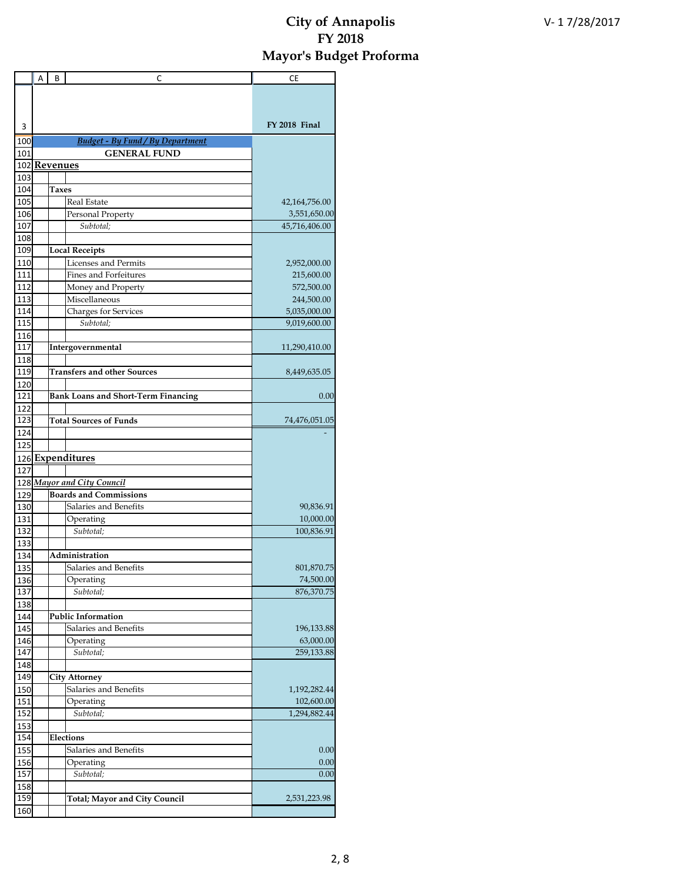# City of Annapolis
# FY 2018
# Mayor's Budget Proforma

V- 1 7/28/2017

| | A | B | C | CE |
|---|---|---|---|---|
| 3 | | | | FY 2018 Final |
| 100 | | | *Budget - By Fund / By Department* | |
| 101 | | | **GENERAL FUND** | |
| 102 | **Revenues** | | | |
| 103 | | | | |
| 104 | | **Taxes** | | |
| 105 | | | Real Estate | 42,164,756.00 |
| 106 | | | Personal Property | 3,551,650.00 |
| 107 | | | *Subtotal;* | 45,716,406.00 |
| 108 | | | | |
| 109 | | **Local Receipts** | | |
| 110 | | | Licenses and Permits | 2,952,000.00 |
| 111 | | | Fines and Forfeitures | 215,600.00 |
| 112 | | | Money and Property | 572,500.00 |
| 113 | | | Miscellaneous | 244,500.00 |
| 114 | | | Charges for Services | 5,035,000.00 |
| 115 | | | *Subtotal;* | 9,019,600.00 |
| 116 | | | | |
| 117 | | **Intergovernmental** | | 11,290,410.00 |
| 118 | | | | |
| 119 | | **Transfers and other Sources** | | 8,449,635.05 |
| 120 | | | | |
| 121 | | **Bank Loans and Short-Term Financing** | | 0.00 |
| 122 | | | | |
| 123 | | **Total Sources of Funds** | | 74,476,051.05 |
| 124 | | | | - |
| 125 | | | | |
| 126 | **Expenditures** | | | |
| 127 | | | | |
| 128 | *Mayor and City Council* | | | |
| 129 | | **Boards and Commissions** | | |
| 130 | | | Salaries and Benefits | 90,836.91 |
| 131 | | | Operating | 10,000.00 |
| 132 | | | *Subtotal;* | 100,836.91 |
| 133 | | | | |
| 134 | | **Administration** | | |
| 135 | | | Salaries and Benefits | 801,870.75 |
| 136 | | | Operating | 74,500.00 |
| 137 | | | *Subtotal;* | 876,370.75 |
| 138 | | | | |
| 144 | | **Public Information** | | |
| 145 | | | Salaries and Benefits | 196,133.88 |
| 146 | | | Operating | 63,000.00 |
| 147 | | | *Subtotal;* | 259,133.88 |
| 148 | | | | |
| 149 | | **City Attorney** | | |
| 150 | | | Salaries and Benefits | 1,192,282.44 |
| 151 | | | Operating | 102,600.00 |
| 152 | | | *Subtotal;* | 1,294,882.44 |
| 153 | | | | |
| 154 | | **Elections** | | |
| 155 | | | Salaries and Benefits | 0.00 |
| 156 | | | Operating | 0.00 |
| 157 | | | *Subtotal;* | 0.00 |
| 158 | | | | |
| 159 | | | **Total; Mayor and City Council** | 2,531,223.98 |
| 160 | | | | |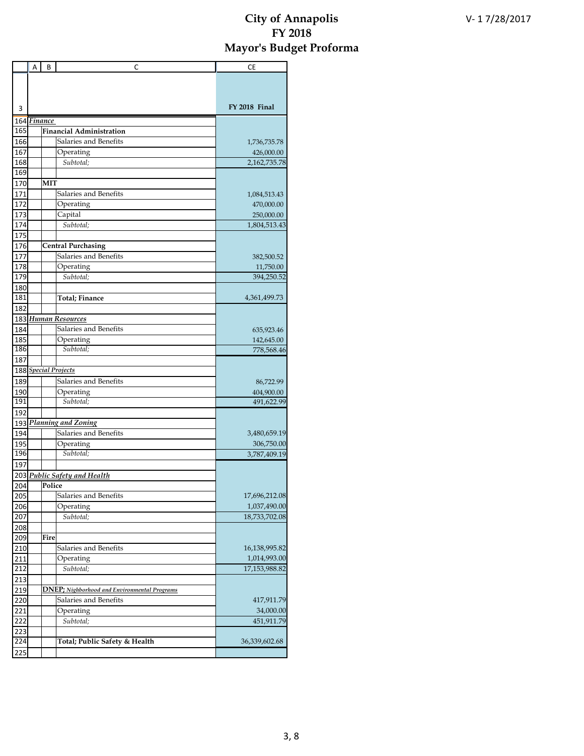# City of Annapolis
# FY 2018
# Mayor's Budget Proforma

| | A | B | C | CE |
|---|---|---|---|---|
| 3 | | | | **FY 2018 Final** |
| 164 | ***Finance*** | | | |
| 165 | | **Financial Administration** | | |
| 166 | | | Salaries and Benefits | 1,736,735.78 |
| 167 | | | Operating | 426,000.00 |
| 168 | | | *Subtotal;* | 2,162,735.78 |
| 169 | | | | |
| 170 | | **MIT** | | |
| 171 | | | Salaries and Benefits | 1,084,513.43 |
| 172 | | | Operating | 470,000.00 |
| 173 | | | Capital | 250,000.00 |
| 174 | | | *Subtotal;* | 1,804,513.43 |
| 175 | | | | |
| 176 | | **Central Purchasing** | | |
| 177 | | | Salaries and Benefits | 382,500.52 |
| 178 | | | Operating | 11,750.00 |
| 179 | | | *Subtotal;* | 394,250.52 |
| 180 | | | | |
| 181 | | | **Total; Finance** | 4,361,499.73 |
| 182 | | | | |
| 183 | ***Human Resources*** | | | |
| 184 | | | Salaries and Benefits | 635,923.46 |
| 185 | | | Operating | 142,645.00 |
| 186 | | | *Subtotal;* | 778,568.46 |
| 187 | | | | |
| 188 | ***Special Projects*** | | | |
| 189 | | | Salaries and Benefits | 86,722.99 |
| 190 | | | Operating | 404,900.00 |
| 191 | | | *Subtotal;* | 491,622.99 |
| 192 | | | | |
| 193 | ***Planning and Zoning*** | | | |
| 194 | | | Salaries and Benefits | 3,480,659.19 |
| 195 | | | Operating | 306,750.00 |
| 196 | | | *Subtotal;* | 3,787,409.19 |
| 197 | | | | |
| 203 | ***Public Safety and Health*** | | | |
| 204 | | **Police** | | |
| 205 | | | Salaries and Benefits | 17,696,212.08 |
| 206 | | | Operating | 1,037,490.00 |
| 207 | | | *Subtotal;* | 18,733,702.08 |
| 208 | | | | |
| 209 | | **Fire** | | |
| 210 | | | Salaries and Benefits | 16,138,995.82 |
| 211 | | | Operating | 1,014,993.00 |
| 212 | | | *Subtotal;* | 17,153,988.82 |
| 213 | | | | |
| 219 | | | **DNEP;** ***Nighborhood and Environmental Programs*** | |
| 220 | | | Salaries and Benefits | 417,911.79 |
| 221 | | | Operating | 34,000.00 |
| 222 | | | *Subtotal;* | 451,911.79 |
| 223 | | | | |
| 224 | | | **Total; Public Safety & Health** | 36,339,602.68 |
| 225 | | | | |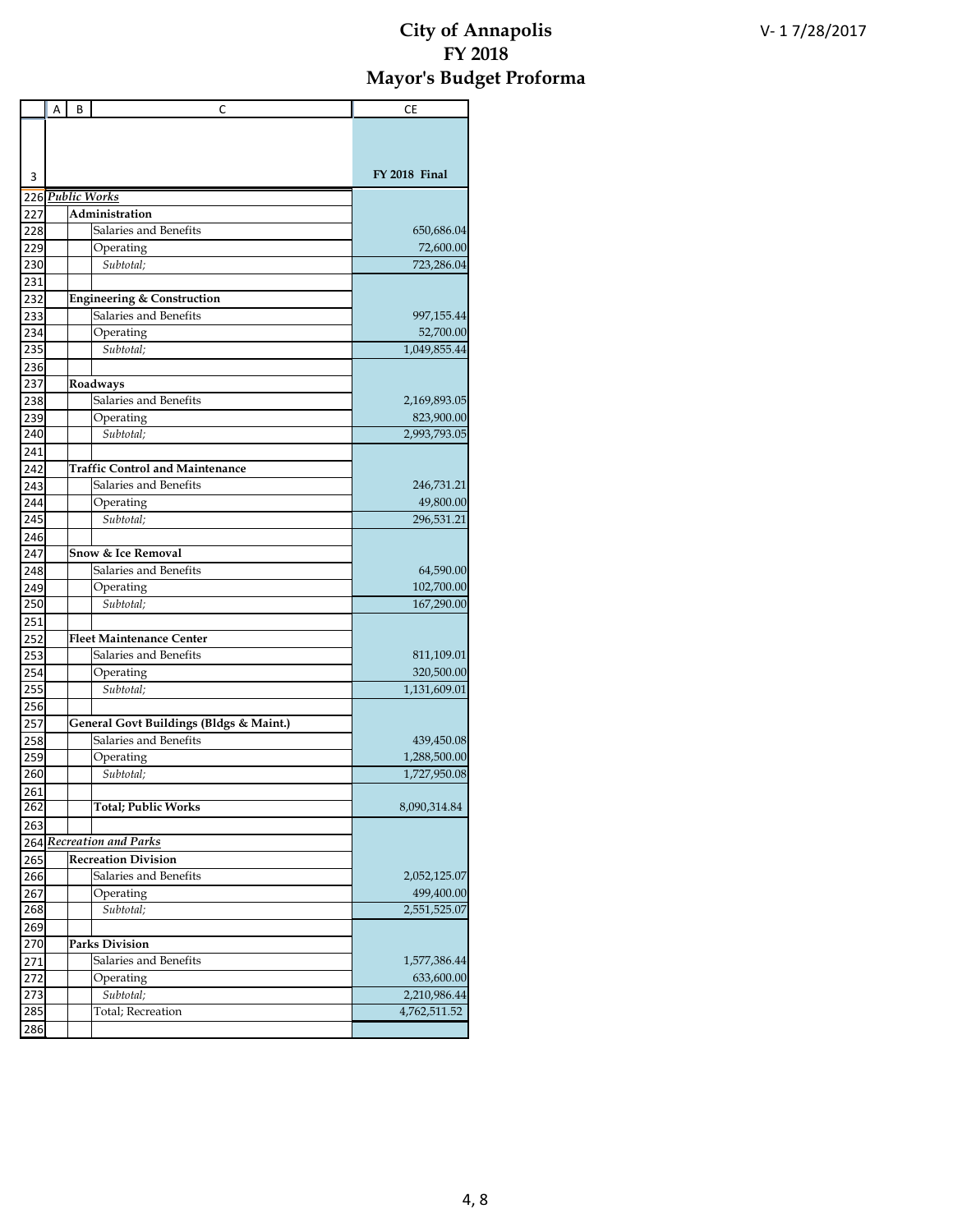# City of Annapolis
# FY 2018
# Mayor's Budget Proforma

| | A | B | C | CE |
|---|---|---|---|---|
| 3 | | | | **FY 2018 Final** |
| 226 | ***Public Works*** | | | |
| 227 | | **Administration** | | |
| 228 | | | Salaries and Benefits | 650,686.04 |
| 229 | | | Operating | 72,600.00 |
| 230 | | | *Subtotal;* | 723,286.04 |
| 231 | | | | |
| 232 | | **Engineering & Construction** | | |
| 233 | | | Salaries and Benefits | 997,155.44 |
| 234 | | | Operating | 52,700.00 |
| 235 | | | *Subtotal;* | 1,049,855.44 |
| 236 | | | | |
| 237 | | **Roadways** | | |
| 238 | | | Salaries and Benefits | 2,169,893.05 |
| 239 | | | Operating | 823,900.00 |
| 240 | | | *Subtotal;* | 2,993,793.05 |
| 241 | | | | |
| 242 | | **Traffic Control and Maintenance** | | |
| 243 | | | Salaries and Benefits | 246,731.21 |
| 244 | | | Operating | 49,800.00 |
| 245 | | | *Subtotal;* | 296,531.21 |
| 246 | | | | |
| 247 | | **Snow & Ice Removal** | | |
| 248 | | | Salaries and Benefits | 64,590.00 |
| 249 | | | Operating | 102,700.00 |
| 250 | | | *Subtotal;* | 167,290.00 |
| 251 | | | | |
| 252 | | **Fleet Maintenance Center** | | |
| 253 | | | Salaries and Benefits | 811,109.01 |
| 254 | | | Operating | 320,500.00 |
| 255 | | | *Subtotal;* | 1,131,609.01 |
| 256 | | | | |
| 257 | | **General Govt Buildings (Bldgs & Maint.)** | | |
| 258 | | | Salaries and Benefits | 439,450.08 |
| 259 | | | Operating | 1,288,500.00 |
| 260 | | | *Subtotal;* | 1,727,950.08 |
| 261 | | | | |
| 262 | | | **Total; Public Works** | 8,090,314.84 |
| 263 | | | | |
| 264 | ***Recreation and Parks*** | | | |
| 265 | | **Recreation Division** | | |
| 266 | | | Salaries and Benefits | 2,052,125.07 |
| 267 | | | Operating | 499,400.00 |
| 268 | | | *Subtotal;* | 2,551,525.07 |
| 269 | | | | |
| 270 | | **Parks Division** | | |
| 271 | | | Salaries and Benefits | 1,577,386.44 |
| 272 | | | Operating | 633,600.00 |
| 273 | | | *Subtotal;* | 2,210,986.44 |
| 285 | | | Total; Recreation | 4,762,511.52 |
| 286 | | | | |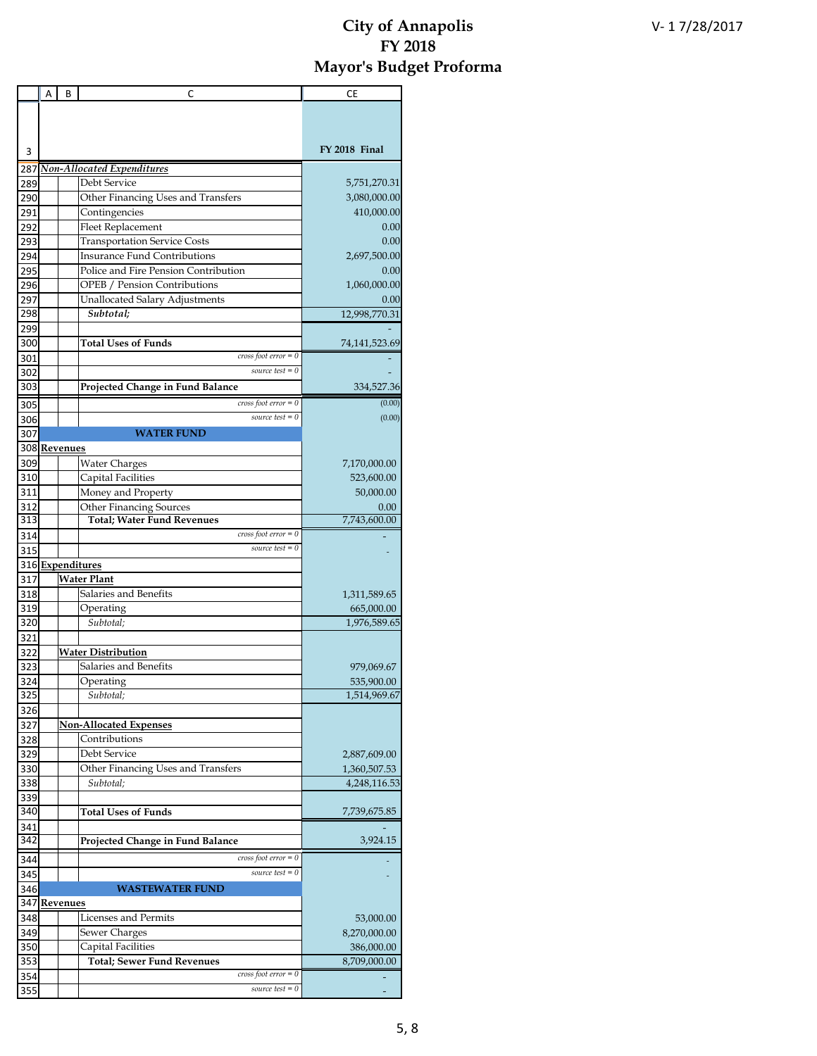# City of Annapolis
# FY 2018
# Mayor's Budget Proforma

V- 1 7/28/2017

|  | A | B | C | CE |
|---|---|---|---|---|
| 3 | | | | **FY 2018 Final** |
| 287 | ***Non-Allocated Expenditures*** | | | |
| 289 | | | Debt Service | 5,751,270.31 |
| 290 | | | Other Financing Uses and Transfers | 3,080,000.00 |
| 291 | | | Contingencies | 410,000.00 |
| 292 | | | Fleet Replacement | 0.00 |
| 293 | | | Transportation Service Costs | 0.00 |
| 294 | | | Insurance Fund Contributions | 2,697,500.00 |
| 295 | | | Police and Fire Pension Contribution | 0.00 |
| 296 | | | OPEB / Pension Contributions | 1,060,000.00 |
| 297 | | | Unallocated Salary Adjustments | 0.00 |
| 298 | | | ***Subtotal;*** | 12,998,770.31 |
| 299 | | | | - |
| 300 | | | **Total Uses of Funds** | 74,141,523.69 |
| 301 | | | *cross foot error = 0* | - |
| 302 | | | *source test = 0* | - |
| 303 | | | **Projected Change in Fund Balance** | 334,527.36 |
| 305 | | | *cross foot error = 0* | (0.00) |
| 306 | | | *source test = 0* | (0.00) |
| 307 | | | **WATER FUND** | |
| 308 | **Revenues** | | | |
| 309 | | | Water Charges | 7,170,000.00 |
| 310 | | | Capital Facilities | 523,600.00 |
| 311 | | | Money and Property | 50,000.00 |
| 312 | | | Other Financing Sources | 0.00 |
| 313 | | | **Total; Water Fund Revenues** | 7,743,600.00 |
| 314 | | | *cross foot error = 0* | - |
| 315 | | | *source test = 0* | - |
| 316 | **Expenditures** | | | |
| 317 | | **Water Plant** | | |
| 318 | | | Salaries and Benefits | 1,311,589.65 |
| 319 | | | Operating | 665,000.00 |
| 320 | | | *Subtotal;* | 1,976,589.65 |
| 321 | | | | |
| 322 | | **Water Distribution** | | |
| 323 | | | Salaries and Benefits | 979,069.67 |
| 324 | | | Operating | 535,900.00 |
| 325 | | | *Subtotal;* | 1,514,969.67 |
| 326 | | | | |
| 327 | | **Non-Allocated Expenses** | | |
| 328 | | | Contributions | |
| 329 | | | Debt Service | 2,887,609.00 |
| 330 | | | Other Financing Uses and Transfers | 1,360,507.53 |
| 338 | | | *Subtotal;* | 4,248,116.53 |
| 339 | | | | |
| 340 | | | **Total Uses of Funds** | 7,739,675.85 |
| 341 | | | | - |
| 342 | | | **Projected Change in Fund Balance** | 3,924.15 |
| 344 | | | *cross foot error = 0* | - |
| 345 | | | *source test = 0* | - |
| 346 | | | **WASTEWATER FUND** | |
| 347 | **Revenues** | | | |
| 348 | | | Licenses and Permits | 53,000.00 |
| 349 | | | Sewer Charges | 8,270,000.00 |
| 350 | | | Capital Facilities | 386,000.00 |
| 353 | | | **Total; Sewer Fund Revenues** | 8,709,000.00 |
| 354 | | | *cross foot error = 0* | - |
| 355 | | | *source test = 0* | - |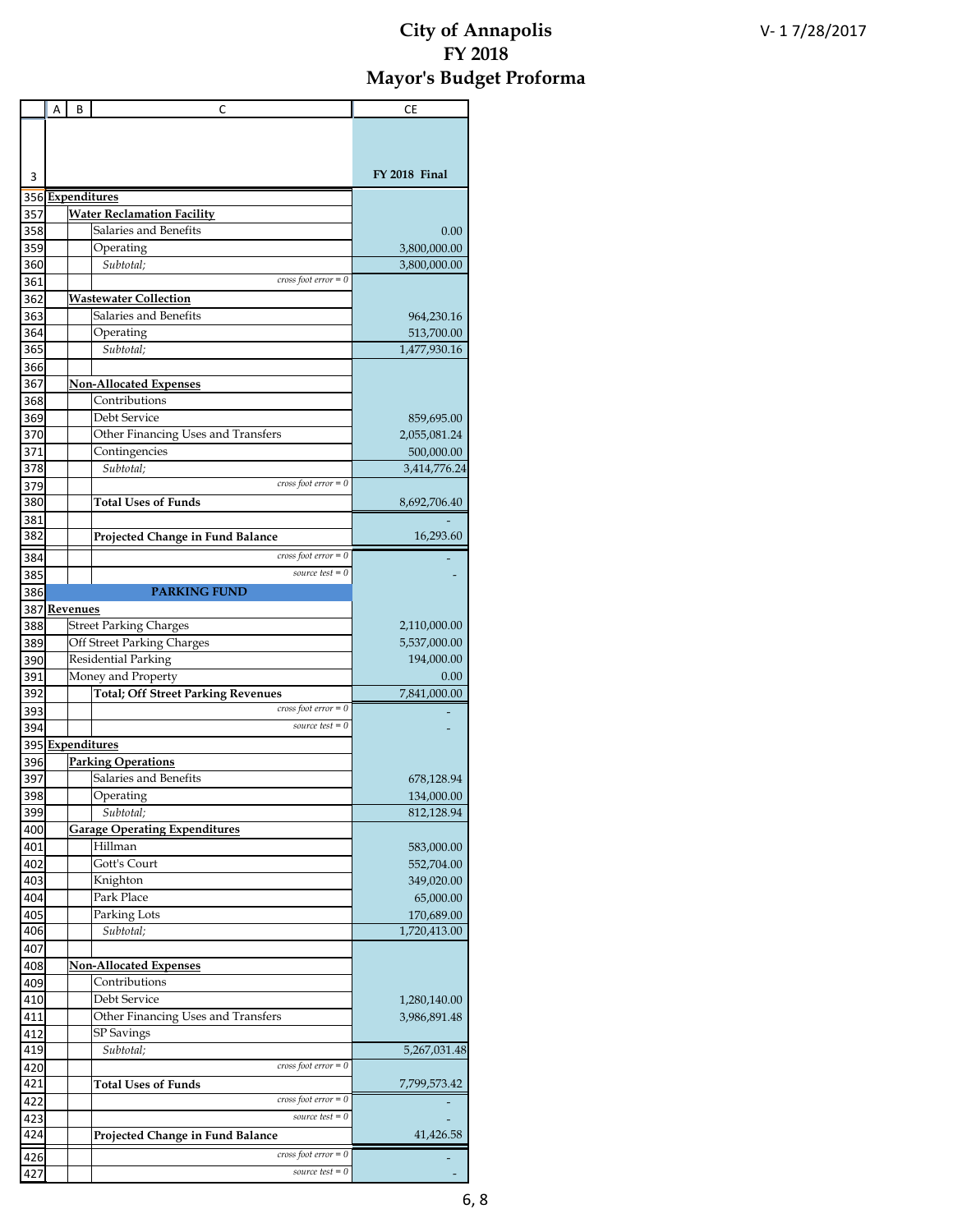# City of Annapolis
# FY 2018
# Mayor's Budget Proforma

V- 1 7/28/2017

| | A | B | C | CE |
|---|---|---|---|---|
| 3 | | | | **FY 2018 Final** |
| 356 | **Expenditures** | | | |
| 357 | | **Water Reclamation Facility** | | |
| 358 | | | Salaries and Benefits | 0.00 |
| 359 | | | Operating | 3,800,000.00 |
| 360 | | | *Subtotal;* | 3,800,000.00 |
| 361 | | | *cross foot error = 0* | |
| 362 | | **Wastewater Collection** | | |
| 363 | | | Salaries and Benefits | 964,230.16 |
| 364 | | | Operating | 513,700.00 |
| 365 | | | *Subtotal;* | 1,477,930.16 |
| 366 | | | | |
| 367 | | **Non-Allocated Expenses** | | |
| 368 | | | Contributions | |
| 369 | | | Debt Service | 859,695.00 |
| 370 | | | Other Financing Uses and Transfers | 2,055,081.24 |
| 371 | | | Contingencies | 500,000.00 |
| 378 | | | *Subtotal;* | 3,414,776.24 |
| 379 | | | *cross foot error = 0* | |
| 380 | | | **Total Uses of Funds** | 8,692,706.40 |
| 381 | | | | - |
| 382 | | | **Projected Change in Fund Balance** | 16,293.60 |
| 384 | | | *cross foot error = 0* | - |
| 385 | | | *source test = 0* | - |
| 386 | | | **PARKING FUND** | |
| 387 | **Revenues** | | | |
| 388 | | Street Parking Charges | | 2,110,000.00 |
| 389 | | Off Street Parking Charges | | 5,537,000.00 |
| 390 | | Residential Parking | | 194,000.00 |
| 391 | | Money and Property | | 0.00 |
| 392 | | | **Total; Off Street Parking Revenues** | 7,841,000.00 |
| 393 | | | *cross foot error = 0* | - |
| 394 | | | *source test = 0* | - |
| 395 | **Expenditures** | | | |
| 396 | | **Parking Operations** | | |
| 397 | | | Salaries and Benefits | 678,128.94 |
| 398 | | | Operating | 134,000.00 |
| 399 | | | *Subtotal;* | 812,128.94 |
| 400 | | **Garage Operating Expenditures** | | |
| 401 | | | Hillman | 583,000.00 |
| 402 | | | Gott's Court | 552,704.00 |
| 403 | | | Knighton | 349,020.00 |
| 404 | | | Park Place | 65,000.00 |
| 405 | | | Parking Lots | 170,689.00 |
| 406 | | | *Subtotal;* | 1,720,413.00 |
| 407 | | | | |
| 408 | | **Non-Allocated Expenses** | | |
| 409 | | | Contributions | |
| 410 | | | Debt Service | 1,280,140.00 |
| 411 | | | Other Financing Uses and Transfers | 3,986,891.48 |
| 412 | | | SP Savings | |
| 419 | | | *Subtotal;* | 5,267,031.48 |
| 420 | | | *cross foot error = 0* | |
| 421 | | | **Total Uses of Funds** | 7,799,573.42 |
| 422 | | | *cross foot error = 0* | - |
| 423 | | | *source test = 0* | - |
| 424 | | | **Projected Change in Fund Balance** | 41,426.58 |
| 426 | | | *cross foot error = 0* | - |
| 427 | | | *source test = 0* | - |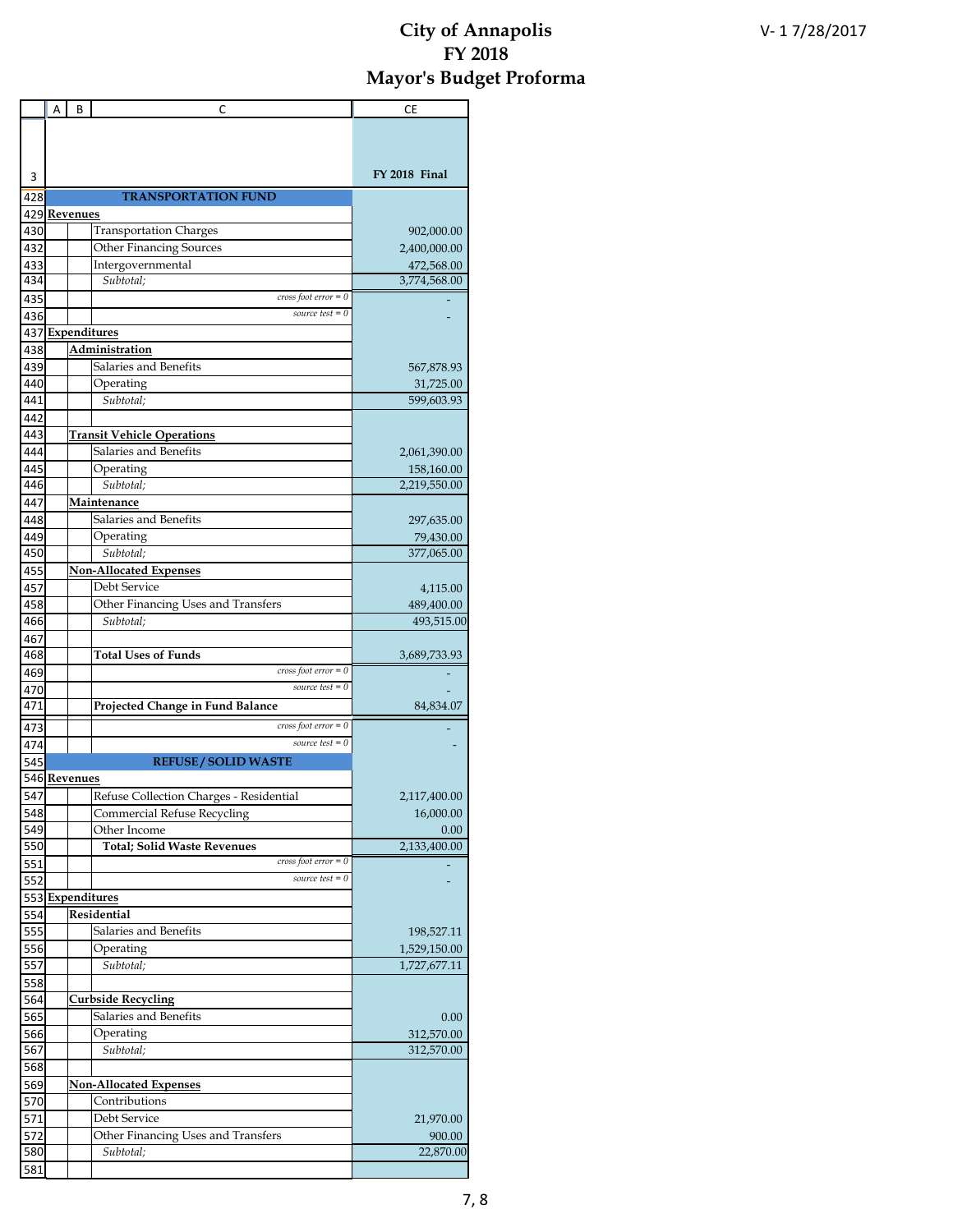# City of Annapolis
# FY 2018
# Mayor's Budget Proforma

V- 1 7/28/2017

| | A | B | C | CE |
|---|---|---|---|---|
| 3 | | | | FY 2018 Final |
| 428 | | | **TRANSPORTATION FUND** | |
| 429 | **Revenues** | | | |
| 430 | | | Transportation Charges | 902,000.00 |
| 432 | | | Other Financing Sources | 2,400,000.00 |
| 433 | | | Intergovernmental | 472,568.00 |
| 434 | | | *Subtotal;* | 3,774,568.00 |
| 435 | | | *cross foot error = 0* | - |
| 436 | | | *source test = 0* | - |
| 437 | **Expenditures** | | | |
| 438 | | **Administration** | | |
| 439 | | | Salaries and Benefits | 567,878.93 |
| 440 | | | Operating | 31,725.00 |
| 441 | | | *Subtotal;* | 599,603.93 |
| 442 | | | | |
| 443 | | **Transit Vehicle Operations** | | |
| 444 | | | Salaries and Benefits | 2,061,390.00 |
| 445 | | | Operating | 158,160.00 |
| 446 | | | *Subtotal;* | 2,219,550.00 |
| 447 | | **Maintenance** | | |
| 448 | | | Salaries and Benefits | 297,635.00 |
| 449 | | | Operating | 79,430.00 |
| 450 | | | *Subtotal;* | 377,065.00 |
| 455 | | **Non-Allocated Expenses** | | |
| 457 | | | Debt Service | 4,115.00 |
| 458 | | | Other Financing Uses and Transfers | 489,400.00 |
| 466 | | | *Subtotal;* | 493,515.00 |
| 467 | | | | |
| 468 | | | **Total Uses of Funds** | 3,689,733.93 |
| 469 | | | *cross foot error = 0* | - |
| 470 | | | *source test = 0* | - |
| 471 | | | **Projected Change in Fund Balance** | 84,834.07 |
| 473 | | | *cross foot error = 0* | - |
| 474 | | | *source test = 0* | - |
| 545 | | | **REFUSE / SOLID WASTE** | |
| 546 | **Revenues** | | | |
| 547 | | | Refuse Collection Charges - Residential | 2,117,400.00 |
| 548 | | | Commercial Refuse Recycling | 16,000.00 |
| 549 | | | Other Income | 0.00 |
| 550 | | | **Total; Solid Waste Revenues** | 2,133,400.00 |
| 551 | | | *cross foot error = 0* | - |
| 552 | | | *source test = 0* | - |
| 553 | **Expenditures** | | | |
| 554 | | **Residential** | | |
| 555 | | | Salaries and Benefits | 198,527.11 |
| 556 | | | Operating | 1,529,150.00 |
| 557 | | | *Subtotal;* | 1,727,677.11 |
| 558 | | | | |
| 564 | | **Curbside Recycling** | | |
| 565 | | | Salaries and Benefits | 0.00 |
| 566 | | | Operating | 312,570.00 |
| 567 | | | *Subtotal;* | 312,570.00 |
| 568 | | | | |
| 569 | | **Non-Allocated Expenses** | | |
| 570 | | | Contributions | |
| 571 | | | Debt Service | 21,970.00 |
| 572 | | | Other Financing Uses and Transfers | 900.00 |
| 580 | | | *Subtotal;* | 22,870.00 |
| 581 | | | | |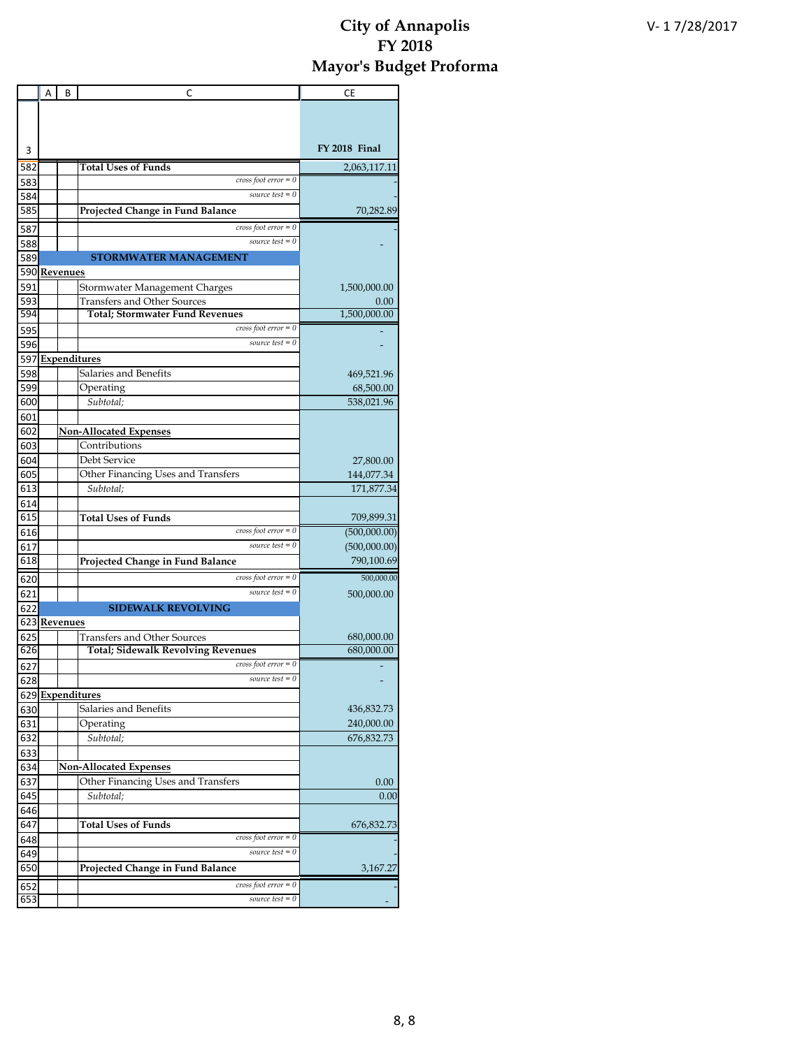# City of Annapolis
# FY 2018
# Mayor's Budget Proforma

V- 1 7/28/2017

| | A | B | C | CE |
|---|---|---|---|---|
| 3 | | | | **FY 2018 Final** |
| 582 | | | **Total Uses of Funds** | 2,063,117.11 |
| 583 | | | *cross foot error = 0* | - |
| 584 | | | *source test = 0* | - |
| 585 | | | **Projected Change in Fund Balance** | 70,282.89 |
| 587 | | | *cross foot error = 0* | - |
| 588 | | | *source test = 0* | - |
| 589 | | | **STORMWATER MANAGEMENT** | |
| 590 | **Revenues** | | | |
| 591 | | | Stormwater Management Charges | 1,500,000.00 |
| 593 | | | Transfers and Other Sources | 0.00 |
| 594 | | | **Total; Stormwater Fund Revenues** | 1,500,000.00 |
| 595 | | | *cross foot error = 0* | - |
| 596 | | | *source test = 0* | - |
| 597 | **Expenditures** | | | |
| 598 | | | Salaries and Benefits | 469,521.96 |
| 599 | | | Operating | 68,500.00 |
| 600 | | | *Subtotal;* | 538,021.96 |
| 601 | | | | |
| 602 | | **Non-Allocated Expenses** | | |
| 603 | | | Contributions | |
| 604 | | | Debt Service | 27,800.00 |
| 605 | | | Other Financing Uses and Transfers | 144,077.34 |
| 613 | | | *Subtotal;* | 171,877.34 |
| 614 | | | | |
| 615 | | | **Total Uses of Funds** | 709,899.31 |
| 616 | | | *cross foot error = 0* | (500,000.00) |
| 617 | | | *source test = 0* | (500,000.00) |
| 618 | | | **Projected Change in Fund Balance** | 790,100.69 |
| 620 | | | *cross foot error = 0* | 500,000.00 |
| 621 | | | *source test = 0* | 500,000.00 |
| 622 | | | **SIDEWALK REVOLVING** | |
| 623 | **Revenues** | | | |
| 625 | | | Transfers and Other Sources | 680,000.00 |
| 626 | | | **Total; Sidewalk Revolving Revenues** | 680,000.00 |
| 627 | | | *cross foot error = 0* | - |
| 628 | | | *source test = 0* | - |
| 629 | **Expenditures** | | | |
| 630 | | | Salaries and Benefits | 436,832.73 |
| 631 | | | Operating | 240,000.00 |
| 632 | | | *Subtotal;* | 676,832.73 |
| 633 | | | | |
| 634 | | **Non-Allocated Expenses** | | |
| 637 | | | Other Financing Uses and Transfers | 0.00 |
| 645 | | | *Subtotal;* | 0.00 |
| 646 | | | | |
| 647 | | | **Total Uses of Funds** | 676,832.73 |
| 648 | | | *cross foot error = 0* | - |
| 649 | | | *source test = 0* | - |
| 650 | | | **Projected Change in Fund Balance** | 3,167.27 |
| 652 | | | *cross foot error = 0* | - |
| 653 | | | *source test = 0* | - |